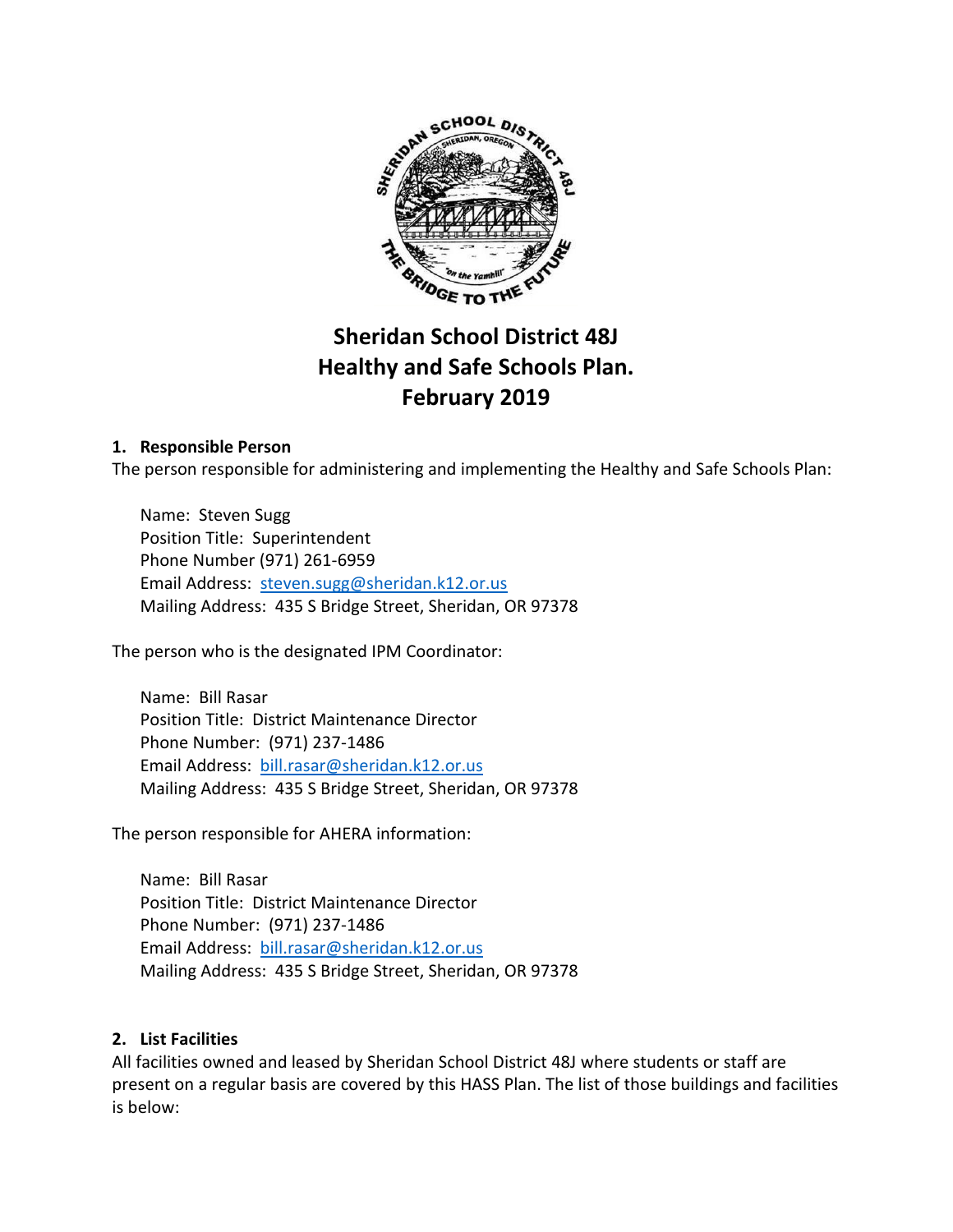# Sheridan School District 48J
# Healthy and Safe Schools Plan.
# February 2019

## 1. Responsible Person

The person responsible for administering and implementing the Healthy and Safe Schools Plan:

Name: Steven Sugg
Position Title: Superintendent
Phone Number (971) 261-6959
Email Address: steven.sugg@sheridan.k12.or.us
Mailing Address: 435 S Bridge Street, Sheridan, OR 97378

The person who is the designated IPM Coordinator:

Name: Bill Rasar
Position Title: District Maintenance Director
Phone Number: (971) 237-1486
Email Address: bill.rasar@sheridan.k12.or.us
Mailing Address: 435 S Bridge Street, Sheridan, OR 97378

The person responsible for AHERA information:

Name: Bill Rasar
Position Title: District Maintenance Director
Phone Number: (971) 237-1486
Email Address: bill.rasar@sheridan.k12.or.us
Mailing Address: 435 S Bridge Street, Sheridan, OR 97378

## 2. List Facilities

All facilities owned and leased by Sheridan School District 48J where students or staff are present on a regular basis are covered by this HASS Plan. The list of those buildings and facilities is below: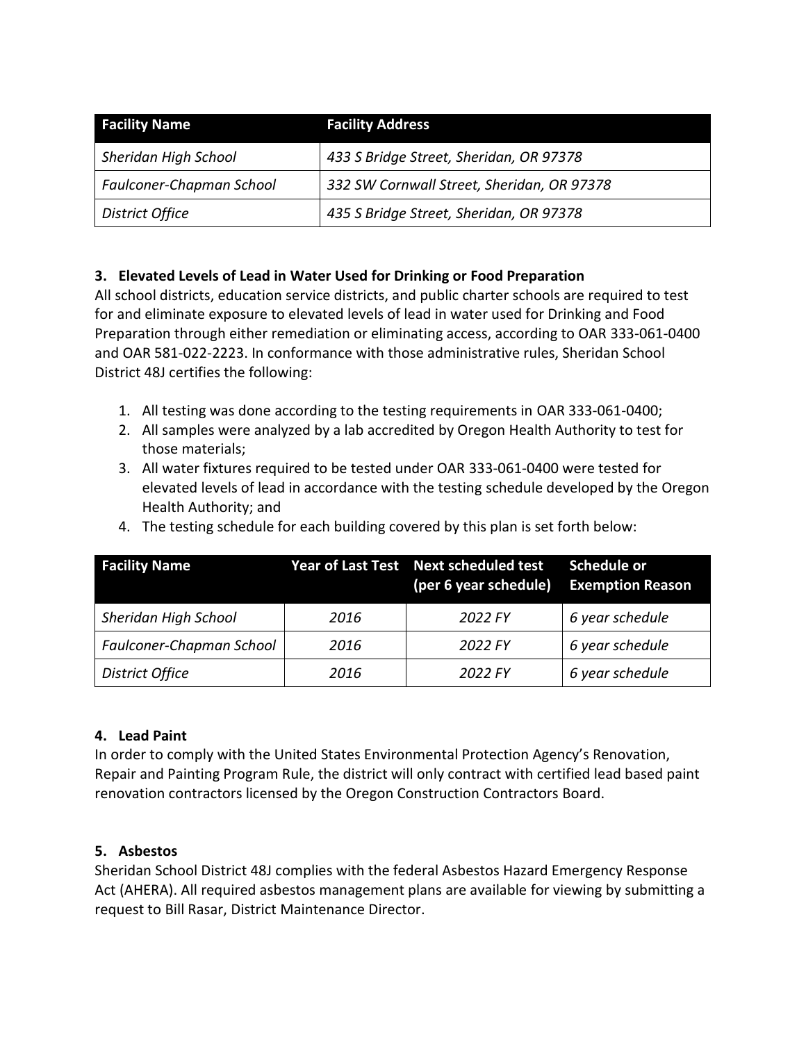| Facility Name | Facility Address |
| --- | --- |
| *Sheridan High School* | *433 S Bridge Street, Sheridan, OR 97378* |
| *Faulconer-Chapman School* | *332 SW Cornwall Street, Sheridan, OR 97378* |
| *District Office* | *435 S Bridge Street, Sheridan, OR 97378* |

### 3. Elevated Levels of Lead in Water Used for Drinking or Food Preparation

All school districts, education service districts, and public charter schools are required to test for and eliminate exposure to elevated levels of lead in water used for Drinking and Food Preparation through either remediation or eliminating access, according to OAR 333-061-0400 and OAR 581-022-2223. In conformance with those administrative rules, Sheridan School District 48J certifies the following:

1. All testing was done according to the testing requirements in OAR 333-061-0400;
2. All samples were analyzed by a lab accredited by Oregon Health Authority to test for those materials;
3. All water fixtures required to be tested under OAR 333-061-0400 were tested for elevated levels of lead in accordance with the testing schedule developed by the Oregon Health Authority; and
4. The testing schedule for each building covered by this plan is set forth below:

| Facility Name | Year of Last Test | Next scheduled test (per 6 year schedule) | Schedule or Exemption Reason |
| --- | --- | --- | --- |
| *Sheridan High School* | *2016* | *2022 FY* | *6 year schedule* |
| *Faulconer-Chapman School* | *2016* | *2022 FY* | *6 year schedule* |
| *District Office* | *2016* | *2022 FY* | *6 year schedule* |

### 4. Lead Paint

In order to comply with the United States Environmental Protection Agency's Renovation, Repair and Painting Program Rule, the district will only contract with certified lead based paint renovation contractors licensed by the Oregon Construction Contractors Board.

### 5. Asbestos

Sheridan School District 48J complies with the federal Asbestos Hazard Emergency Response Act (AHERA). All required asbestos management plans are available for viewing by submitting a request to Bill Rasar, District Maintenance Director.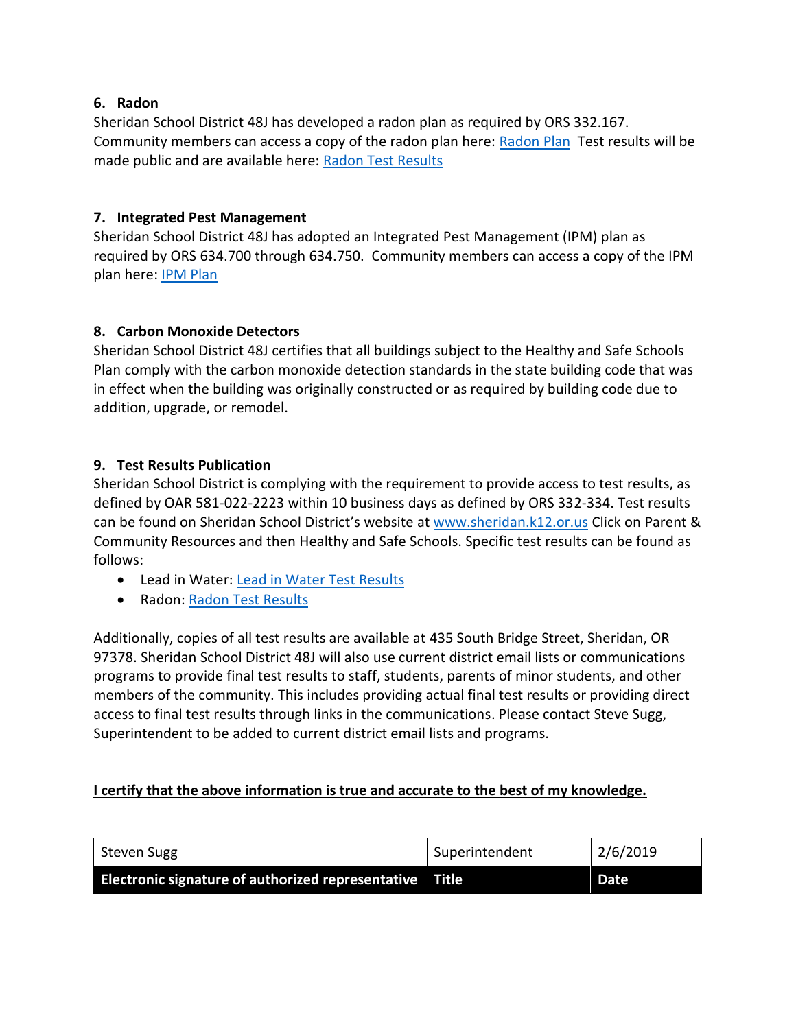### 6. Radon

Sheridan School District 48J has developed a radon plan as required by ORS 332.167. Community members can access a copy of the radon plan here: [Radon Plan] Test results will be made public and are available here: [Radon Test Results]

### 7. Integrated Pest Management

Sheridan School District 48J has adopted an Integrated Pest Management (IPM) plan as required by ORS 634.700 through 634.750. Community members can access a copy of the IPM plan here: [IPM Plan]

### 8. Carbon Monoxide Detectors

Sheridan School District 48J certifies that all buildings subject to the Healthy and Safe Schools Plan comply with the carbon monoxide detection standards in the state building code that was in effect when the building was originally constructed or as required by building code due to addition, upgrade, or remodel.

### 9. Test Results Publication

Sheridan School District is complying with the requirement to provide access to test results, as defined by OAR 581-022-2223 within 10 business days as defined by ORS 332-334. Test results can be found on Sheridan School District's website at www.sheridan.k12.or.us Click on Parent & Community Resources and then Healthy and Safe Schools. Specific test results can be found as follows:

- Lead in Water: [Lead in Water Test Results]
- Radon: [Radon Test Results]

Additionally, copies of all test results are available at 435 South Bridge Street, Sheridan, OR 97378. Sheridan School District 48J will also use current district email lists or communications programs to provide final test results to staff, students, parents of minor students, and other members of the community. This includes providing actual final test results or providing direct access to final test results through links in the communications. Please contact Steve Sugg, Superintendent to be added to current district email lists and programs.

**I certify that the above information is true and accurate to the best of my knowledge.**

| | | |
|---|---|---|
| Steven Sugg | Superintendent | 2/6/2019 |
| **Electronic signature of authorized representative** | **Title** | **Date** |